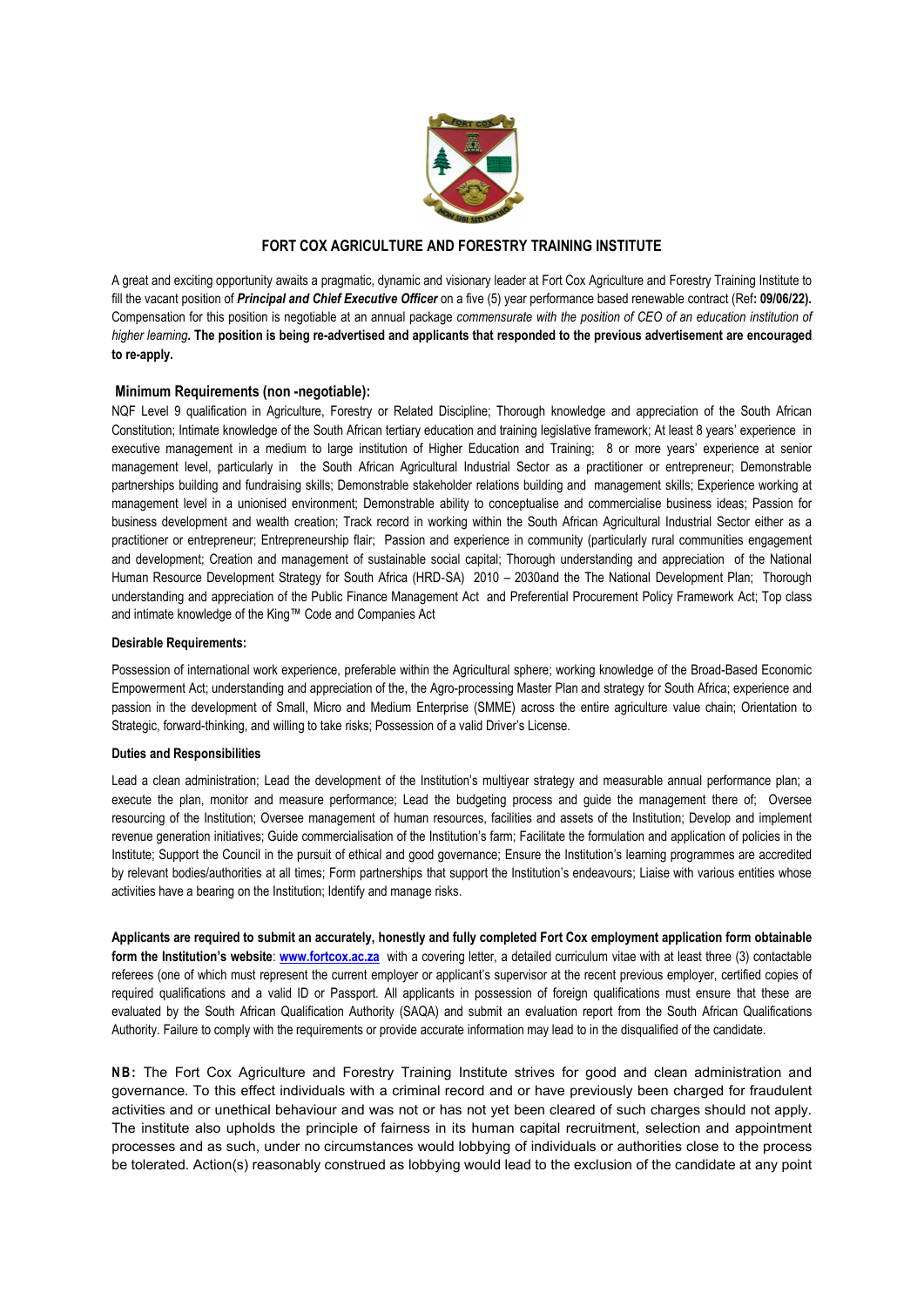# FORT COX AGRICULTURE AND FORESTRY TRAINING INSTITUTE

A great and exciting opportunity awaits a pragmatic, dynamic and visionary leader at Fort Cox Agriculture and Forestry Training Institute to fill the vacant position of ***Principal and Chief Executive Officer*** on a five (5) year performance based renewable contract (Ref**: 09/06/22).** Compensation for this position is negotiable at an annual package *commensurate with the position of CEO of an education institution of higher learning*. **The position is being re-advertised and applicants that responded to the previous advertisement are encouraged to re-apply.**

## Minimum Requirements (non -negotiable):

NQF Level 9 qualification in Agriculture, Forestry or Related Discipline; Thorough knowledge and appreciation of the South African Constitution; Intimate knowledge of the South African tertiary education and training legislative framework; At least 8 years' experience in executive management in a medium to large institution of Higher Education and Training; 8 or more years' experience at senior management level, particularly in the South African Agricultural Industrial Sector as a practitioner or entrepreneur; Demonstrable partnerships building and fundraising skills; Demonstrable stakeholder relations building and management skills; Experience working at management level in a unionised environment; Demonstrable ability to conceptualise and commercialise business ideas; Passion for business development and wealth creation; Track record in working within the South African Agricultural Industrial Sector either as a practitioner or entrepreneur; Entrepreneurship flair; Passion and experience in community (particularly rural communities engagement and development; Creation and management of sustainable social capital; Thorough understanding and appreciation of the National Human Resource Development Strategy for South Africa (HRD-SA) 2010 – 2030and the The National Development Plan; Thorough understanding and appreciation of the Public Finance Management Act and Preferential Procurement Policy Framework Act; Top class and intimate knowledge of the King™ Code and Companies Act

### Desirable Requirements:

Possession of international work experience, preferable within the Agricultural sphere; working knowledge of the Broad-Based Economic Empowerment Act; understanding and appreciation of the, the Agro-processing Master Plan and strategy for South Africa; experience and passion in the development of Small, Micro and Medium Enterprise (SMME) across the entire agriculture value chain; Orientation to Strategic, forward-thinking, and willing to take risks; Possession of a valid Driver's License.

### Duties and Responsibilities

Lead a clean administration; Lead the development of the Institution's multiyear strategy and measurable annual performance plan; a execute the plan, monitor and measure performance; Lead the budgeting process and guide the management there of; Oversee resourcing of the Institution; Oversee management of human resources, facilities and assets of the Institution; Develop and implement revenue generation initiatives; Guide commercialisation of the Institution's farm; Facilitate the formulation and application of policies in the Institute; Support the Council in the pursuit of ethical and good governance; Ensure the Institution's learning programmes are accredited by relevant bodies/authorities at all times; Form partnerships that support the Institution's endeavours; Liaise with various entities whose activities have a bearing on the Institution; Identify and manage risks.

**Applicants are required to submit an accurately, honestly and fully completed Fort Cox employment application form obtainable form the Institution's website**: **[www.fortcox.ac.za](http://www.fortcox.ac.za)** with a covering letter, a detailed curriculum vitae with at least three (3) contactable referees (one of which must represent the current employer or applicant's supervisor at the recent previous employer, certified copies of required qualifications and a valid ID or Passport. All applicants in possession of foreign qualifications must ensure that these are evaluated by the South African Qualification Authority (SAQA) and submit an evaluation report from the South African Qualifications Authority. Failure to comply with the requirements or provide accurate information may lead to in the disqualified of the candidate.

**NB:** The Fort Cox Agriculture and Forestry Training Institute strives for good and clean administration and governance. To this effect individuals with a criminal record and or have previously been charged for fraudulent activities and or unethical behaviour and was not or has not yet been cleared of such charges should not apply. The institute also upholds the principle of fairness in its human capital recruitment, selection and appointment processes and as such, under no circumstances would lobbying of individuals or authorities close to the process be tolerated. Action(s) reasonably construed as lobbying would lead to the exclusion of the candidate at any point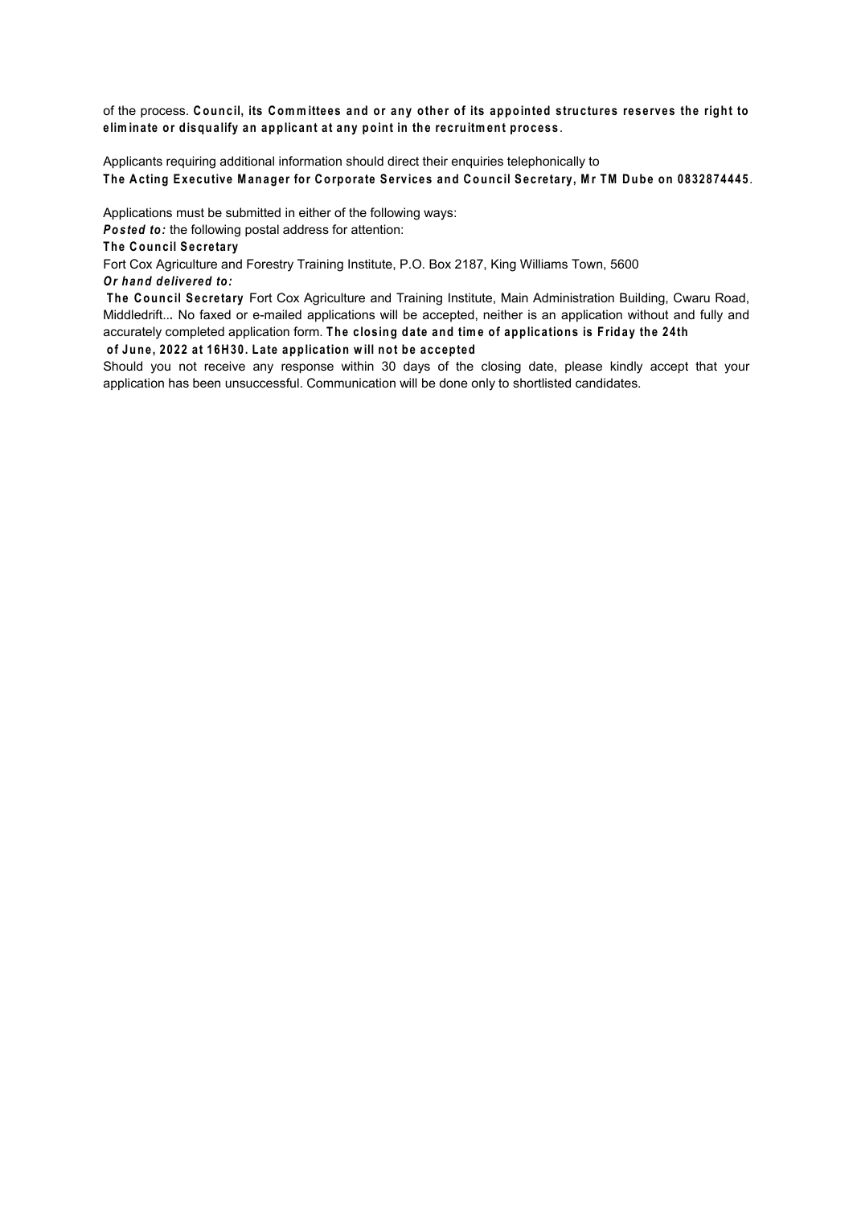of the process. **Council, its Committees and or any other of its appointed structures reserves the right to eliminate or disqualify an applicant at any point in the recruitment process**.

Applicants requiring additional information should direct their enquiries telephonically to
**The Acting Executive Manager for Corporate Services and Council Secretary, Mr TM Dube on 0832874445**.

Applications must be submitted in either of the following ways:
***Posted to:*** the following postal address for attention:
**The Council Secretary**
Fort Cox Agriculture and Forestry Training Institute, P.O. Box 2187, King Williams Town, 5600
***Or hand delivered to:***
**The Council Secretary** Fort Cox Agriculture and Training Institute, Main Administration Building, Cwaru Road, Middledrift... No faxed or e-mailed applications will be accepted, neither is an application without and fully and accurately completed application form. **The closing date and time of applications is Friday the 24th of June, 2022 at 16H30. Late application will not be accepted**
Should you not receive any response within 30 days of the closing date, please kindly accept that your application has been unsuccessful. Communication will be done only to shortlisted candidates.